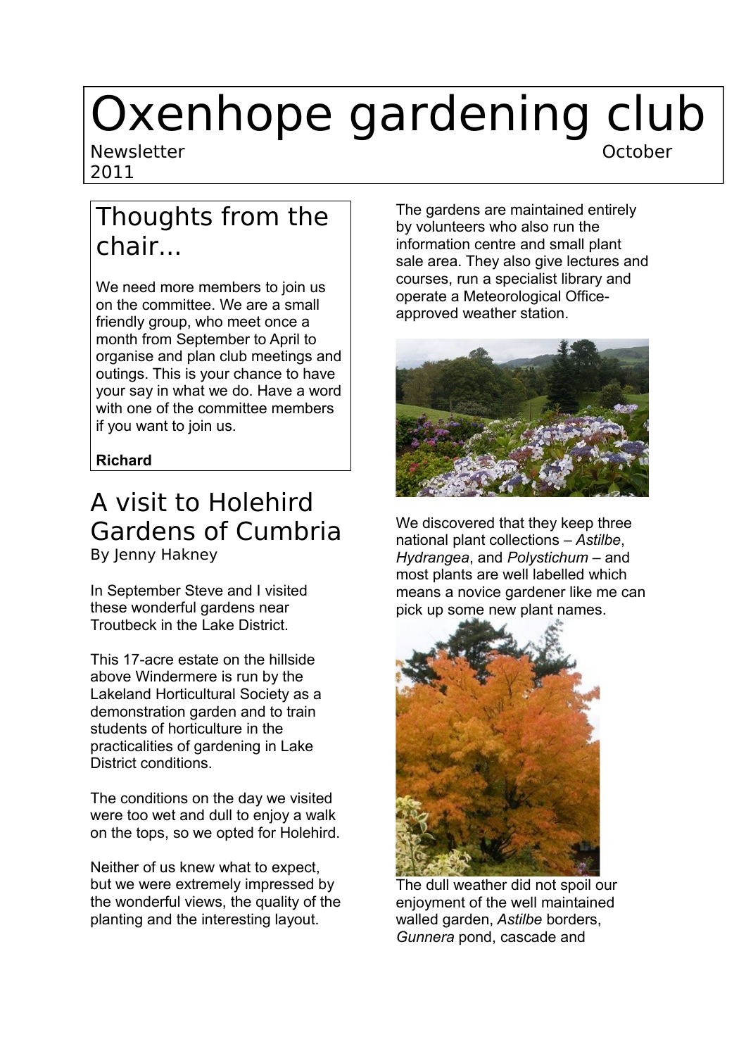# Oxenhope gardening club

Newsletter October 2011

## Thoughts from the chair...

We need more members to join us on the committee. We are a small friendly group, who meet once a month from September to April to organise and plan club meetings and outings. This is your chance to have your say in what we do. Have a word with one of the committee members if you want to join us.

**Richard**

## A visit to Holehird Gardens of Cumbria

By Jenny Hakney

In September Steve and I visited these wonderful gardens near Troutbeck in the Lake District.

This 17-acre estate on the hillside above Windermere is run by the Lakeland Horticultural Society as a demonstration garden and to train students of horticulture in the practicalities of gardening in Lake District conditions.

The conditions on the day we visited were too wet and dull to enjoy a walk on the tops, so we opted for Holehird.

Neither of us knew what to expect, but we were extremely impressed by the wonderful views, the quality of the planting and the interesting layout.

The gardens are maintained entirely by volunteers who also run the information centre and small plant sale area. They also give lectures and courses, run a specialist library and operate a Meteorological Office-approved weather station.

We discovered that they keep three national plant collections – *Astilbe*, *Hydrangea*, and *Polystichum* – and most plants are well labelled which means a novice gardener like me can pick up some new plant names.

The dull weather did not spoil our enjoyment of the well maintained walled garden, *Astilbe* borders, *Gunnera* pond, cascade and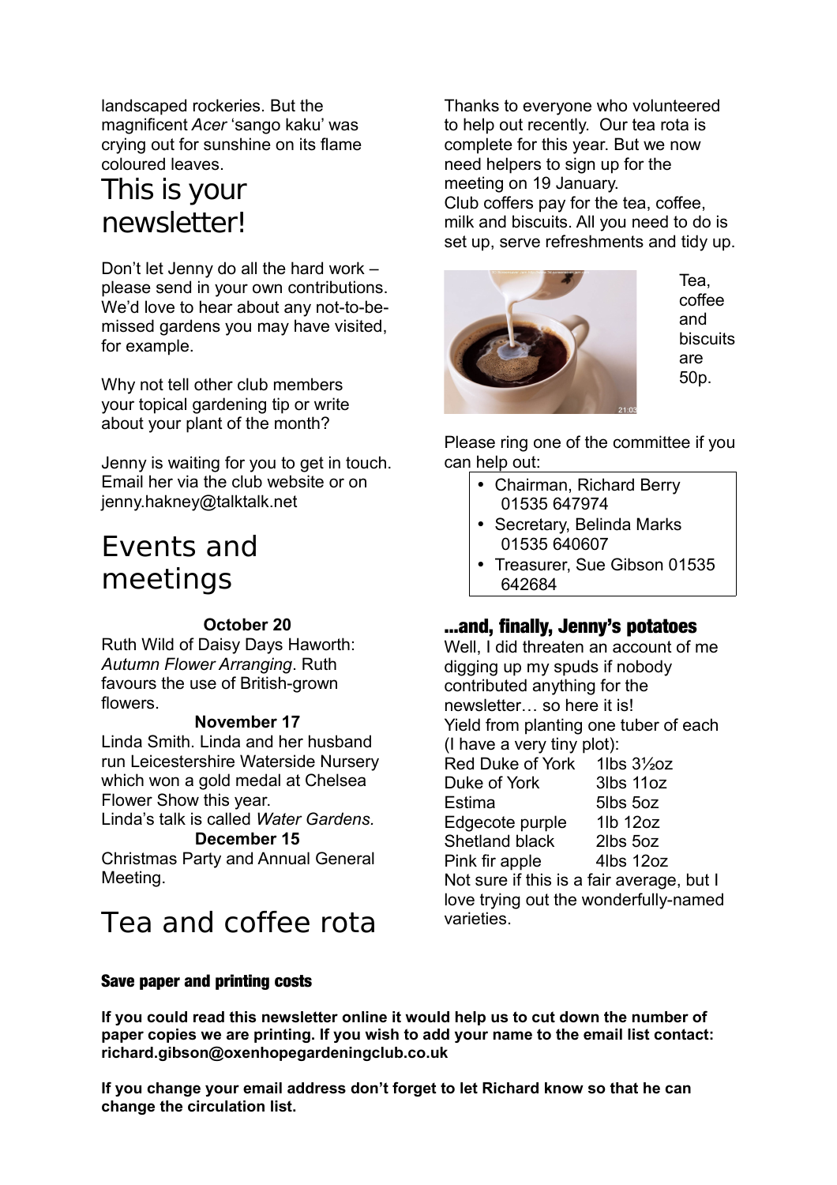landscaped rockeries. But the magnificent *Acer* 'sango kaku' was crying out for sunshine on its flame coloured leaves.

# This is your newsletter!

Don't let Jenny do all the hard work – please send in your own contributions. We'd love to hear about any not-to-be-missed gardens you may have visited, for example.

Why not tell other club members your topical gardening tip or write about your plant of the month?

Jenny is waiting for you to get in touch. Email her via the club website or on jenny.hakney@talktalk.net

# Events and meetings

**October 20**

Ruth Wild of Daisy Days Haworth: *Autumn Flower Arranging*. Ruth favours the use of British-grown flowers.

**November 17**

Linda Smith. Linda and her husband run Leicestershire Waterside Nursery which won a gold medal at Chelsea Flower Show this year.
Linda's talk is called *Water Gardens.*

**December 15**

Christmas Party and Annual General Meeting.

# Tea and coffee rota

Thanks to everyone who volunteered to help out recently. Our tea rota is complete for this year. But we now need helpers to sign up for the meeting on 19 January.
Club coffers pay for the tea, coffee, milk and biscuits. All you need to do is set up, serve refreshments and tidy up.

Tea, coffee and biscuits are 50p.

Please ring one of the committee if you can help out:

- Chairman, Richard Berry 01535 647974
- Secretary, Belinda Marks 01535 640607
- Treasurer, Sue Gibson 01535 642684

## ...and, finally, Jenny's potatoes

Well, I did threaten an account of me digging up my spuds if nobody contributed anything for the newsletter… so here it is!
Yield from planting one tuber of each (I have a very tiny plot):

| | |
|---|---|
| Red Duke of York | 1lbs 3½oz |
| Duke of York | 3lbs 11oz |
| Estima | 5lbs 5oz |
| Edgecote purple | 1lb 12oz |
| Shetland black | 2lbs 5oz |
| Pink fir apple | 4lbs 12oz |

Not sure if this is a fair average, but I love trying out the wonderfully-named varieties.

## Save paper and printing costs

**If you could read this newsletter online it would help us to cut down the number of paper copies we are printing. If you wish to add your name to the email list contact: richard.gibson@oxenhopegardeningclub.co.uk**

**If you change your email address don't forget to let Richard know so that he can change the circulation list.**